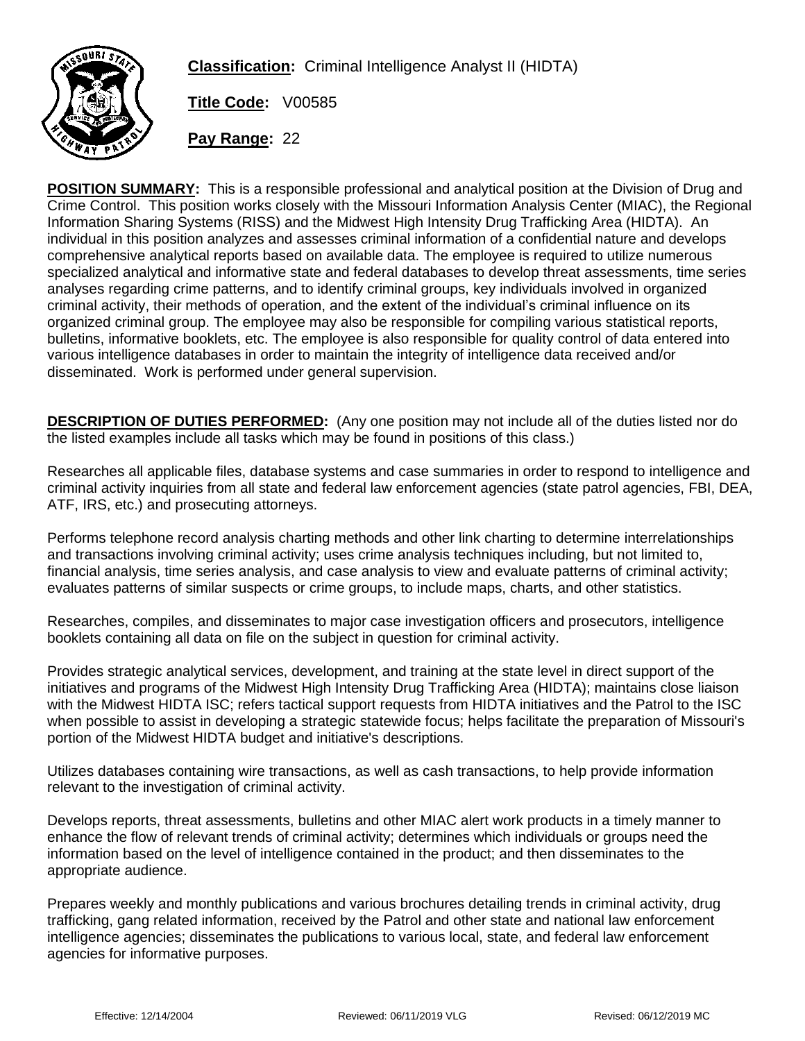**Classification:** Criminal Intelligence Analyst II (HIDTA)

**Title Code:** V00585

**Pay Range:** 22

**POSITION SUMMARY:** This is a responsible professional and analytical position at the Division of Drug and Crime Control. This position works closely with the Missouri Information Analysis Center (MIAC), the Regional Information Sharing Systems (RISS) and the Midwest High Intensity Drug Trafficking Area (HIDTA). An individual in this position analyzes and assesses criminal information of a confidential nature and develops comprehensive analytical reports based on available data. The employee is required to utilize numerous specialized analytical and informative state and federal databases to develop threat assessments, time series analyses regarding crime patterns, and to identify criminal groups, key individuals involved in organized criminal activity, their methods of operation, and the extent of the individual's criminal influence on its organized criminal group. The employee may also be responsible for compiling various statistical reports, bulletins, informative booklets, etc. The employee is also responsible for quality control of data entered into various intelligence databases in order to maintain the integrity of intelligence data received and/or disseminated. Work is performed under general supervision.

**DESCRIPTION OF DUTIES PERFORMED:** (Any one position may not include all of the duties listed nor do the listed examples include all tasks which may be found in positions of this class.)

Researches all applicable files, database systems and case summaries in order to respond to intelligence and criminal activity inquiries from all state and federal law enforcement agencies (state patrol agencies, FBI, DEA, ATF, IRS, etc.) and prosecuting attorneys.

Performs telephone record analysis charting methods and other link charting to determine interrelationships and transactions involving criminal activity; uses crime analysis techniques including, but not limited to, financial analysis, time series analysis, and case analysis to view and evaluate patterns of criminal activity; evaluates patterns of similar suspects or crime groups, to include maps, charts, and other statistics.

Researches, compiles, and disseminates to major case investigation officers and prosecutors, intelligence booklets containing all data on file on the subject in question for criminal activity.

Provides strategic analytical services, development, and training at the state level in direct support of the initiatives and programs of the Midwest High Intensity Drug Trafficking Area (HIDTA); maintains close liaison with the Midwest HIDTA ISC; refers tactical support requests from HIDTA initiatives and the Patrol to the ISC when possible to assist in developing a strategic statewide focus; helps facilitate the preparation of Missouri's portion of the Midwest HIDTA budget and initiative's descriptions.

Utilizes databases containing wire transactions, as well as cash transactions, to help provide information relevant to the investigation of criminal activity.

Develops reports, threat assessments, bulletins and other MIAC alert work products in a timely manner to enhance the flow of relevant trends of criminal activity; determines which individuals or groups need the information based on the level of intelligence contained in the product; and then disseminates to the appropriate audience.

Prepares weekly and monthly publications and various brochures detailing trends in criminal activity, drug trafficking, gang related information, received by the Patrol and other state and national law enforcement intelligence agencies; disseminates the publications to various local, state, and federal law enforcement agencies for informative purposes.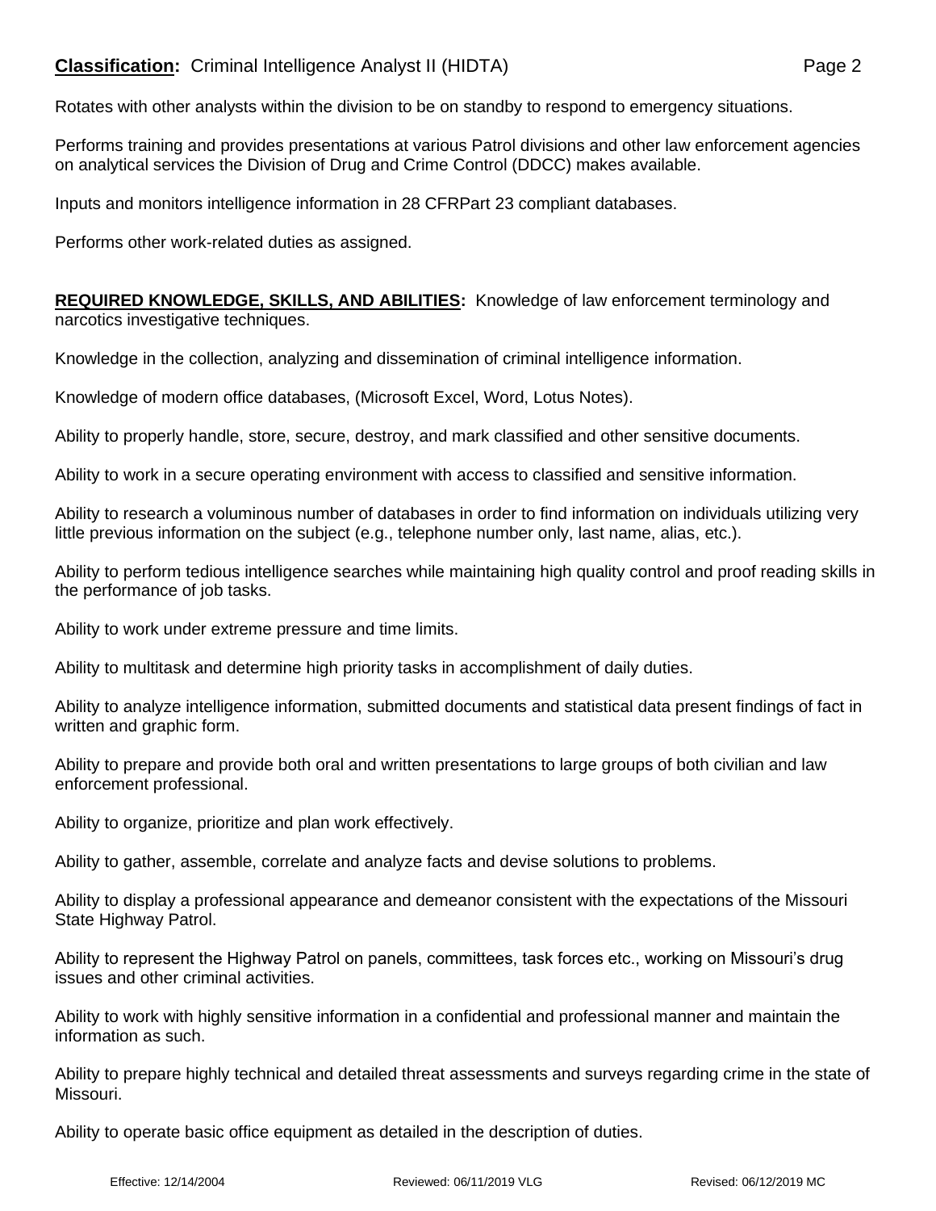Rotates with other analysts within the division to be on standby to respond to emergency situations.

Performs training and provides presentations at various Patrol divisions and other law enforcement agencies on analytical services the Division of Drug and Crime Control (DDCC) makes available.

Inputs and monitors intelligence information in 28 CFRPart 23 compliant databases.

Performs other work-related duties as assigned.

**REQUIRED KNOWLEDGE, SKILLS, AND ABILITIES:** Knowledge of law enforcement terminology and narcotics investigative techniques.

Knowledge in the collection, analyzing and dissemination of criminal intelligence information.

Knowledge of modern office databases, (Microsoft Excel, Word, Lotus Notes).

Ability to properly handle, store, secure, destroy, and mark classified and other sensitive documents.

Ability to work in a secure operating environment with access to classified and sensitive information.

Ability to research a voluminous number of databases in order to find information on individuals utilizing very little previous information on the subject (e.g., telephone number only, last name, alias, etc.).

Ability to perform tedious intelligence searches while maintaining high quality control and proof reading skills in the performance of job tasks.

Ability to work under extreme pressure and time limits.

Ability to multitask and determine high priority tasks in accomplishment of daily duties.

Ability to analyze intelligence information, submitted documents and statistical data present findings of fact in written and graphic form.

Ability to prepare and provide both oral and written presentations to large groups of both civilian and law enforcement professional.

Ability to organize, prioritize and plan work effectively.

Ability to gather, assemble, correlate and analyze facts and devise solutions to problems.

Ability to display a professional appearance and demeanor consistent with the expectations of the Missouri State Highway Patrol.

Ability to represent the Highway Patrol on panels, committees, task forces etc., working on Missouri's drug issues and other criminal activities.

Ability to work with highly sensitive information in a confidential and professional manner and maintain the information as such.

Ability to prepare highly technical and detailed threat assessments and surveys regarding crime in the state of Missouri.

Ability to operate basic office equipment as detailed in the description of duties.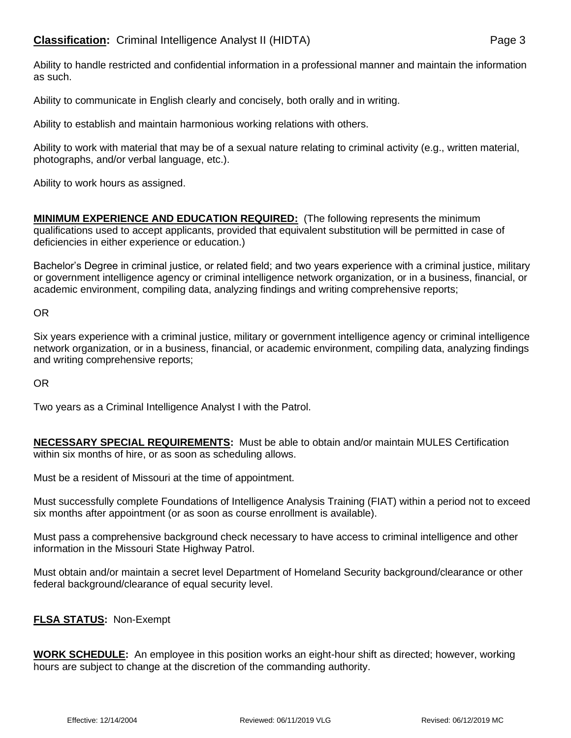Ability to handle restricted and confidential information in a professional manner and maintain the information as such.

Ability to communicate in English clearly and concisely, both orally and in writing.

Ability to establish and maintain harmonious working relations with others.

Ability to work with material that may be of a sexual nature relating to criminal activity (e.g., written material, photographs, and/or verbal language, etc.).

Ability to work hours as assigned.

**MINIMUM EXPERIENCE AND EDUCATION REQUIRED:** (The following represents the minimum qualifications used to accept applicants, provided that equivalent substitution will be permitted in case of deficiencies in either experience or education.)

Bachelor's Degree in criminal justice, or related field; and two years experience with a criminal justice, military or government intelligence agency or criminal intelligence network organization, or in a business, financial, or academic environment, compiling data, analyzing findings and writing comprehensive reports;

OR

Six years experience with a criminal justice, military or government intelligence agency or criminal intelligence network organization, or in a business, financial, or academic environment, compiling data, analyzing findings and writing comprehensive reports;

OR

Two years as a Criminal Intelligence Analyst I with the Patrol.

**NECESSARY SPECIAL REQUIREMENTS:** Must be able to obtain and/or maintain MULES Certification within six months of hire, or as soon as scheduling allows.

Must be a resident of Missouri at the time of appointment.

Must successfully complete Foundations of Intelligence Analysis Training (FIAT) within a period not to exceed six months after appointment (or as soon as course enrollment is available).

Must pass a comprehensive background check necessary to have access to criminal intelligence and other information in the Missouri State Highway Patrol.

Must obtain and/or maintain a secret level Department of Homeland Security background/clearance or other federal background/clearance of equal security level.

**FLSA STATUS:** Non-Exempt

**WORK SCHEDULE:** An employee in this position works an eight-hour shift as directed; however, working hours are subject to change at the discretion of the commanding authority.

Effective: 12/14/2004 Reviewed: 06/11/2019 VLG Revised: 06/12/2019 MC